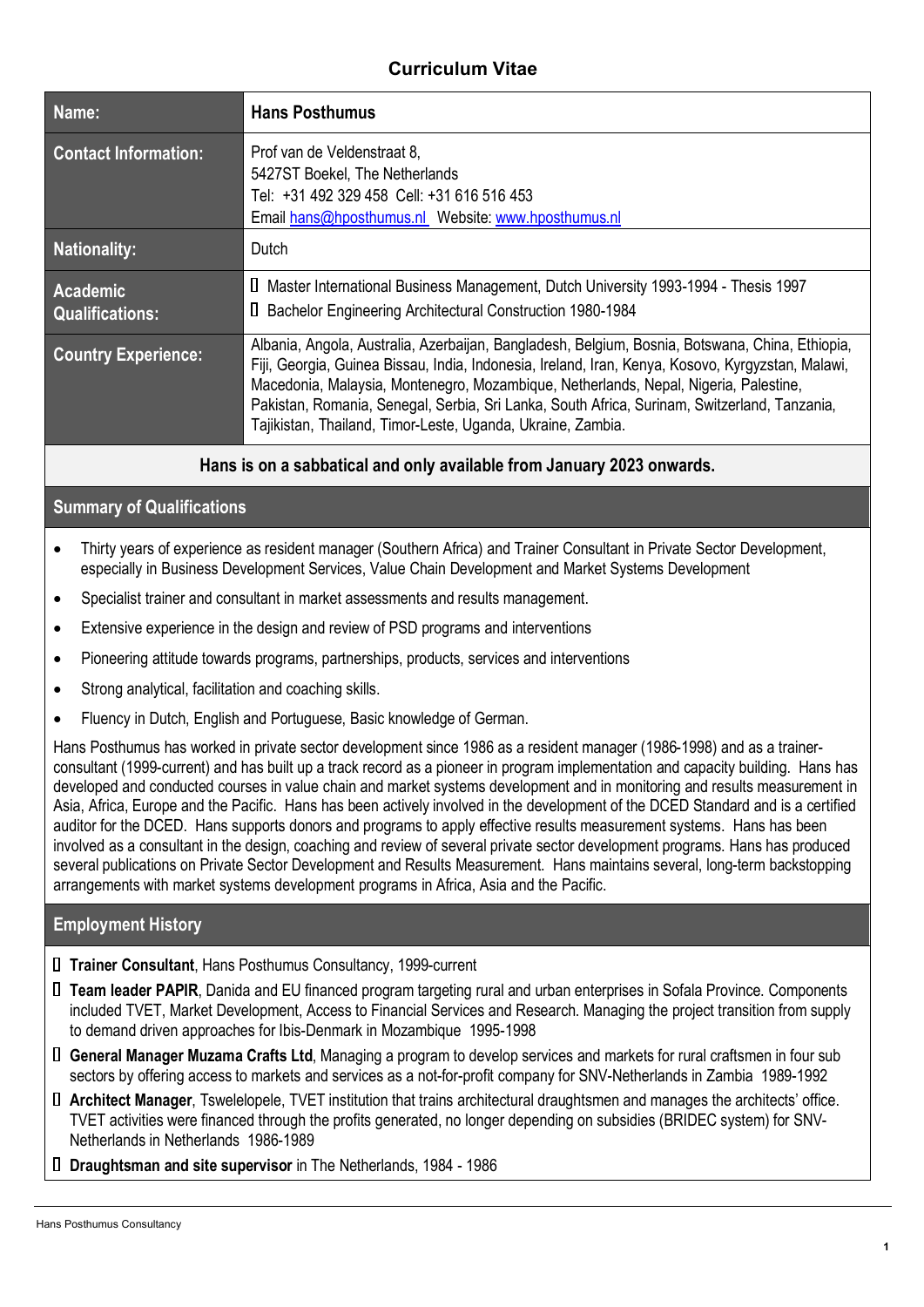# Curriculum Vitae

| Name: | Hans Posthumus |
|---|---|
| Contact Information: | Prof van de Veldenstraat 8,<br>5427ST Boekel, The Netherlands<br>Tel: +31 492 329 458 Cell: +31 616 516 453<br>Email hans@hposthumus.nl Website: www.hposthumus.nl |
| Nationality: | Dutch |
| Academic Qualifications: | - Master International Business Management, Dutch University 1993-1994 - Thesis 1997<br>- Bachelor Engineering Architectural Construction 1980-1984 |
| Country Experience: | Albania, Angola, Australia, Azerbaijan, Bangladesh, Belgium, Bosnia, Botswana, China, Ethiopia, Fiji, Georgia, Guinea Bissau, India, Indonesia, Ireland, Iran, Kenya, Kosovo, Kyrgyzstan, Malawi, Macedonia, Malaysia, Montenegro, Mozambique, Netherlands, Nepal, Nigeria, Palestine, Pakistan, Romania, Senegal, Serbia, Sri Lanka, South Africa, Surinam, Switzerland, Tanzania, Tajikistan, Thailand, Timor-Leste, Uganda, Ukraine, Zambia. |

**Hans is on a sabbatical and only available from January 2023 onwards.**

## Summary of Qualifications

- Thirty years of experience as resident manager (Southern Africa) and Trainer Consultant in Private Sector Development, especially in Business Development Services, Value Chain Development and Market Systems Development
- Specialist trainer and consultant in market assessments and results management.
- Extensive experience in the design and review of PSD programs and interventions
- Pioneering attitude towards programs, partnerships, products, services and interventions
- Strong analytical, facilitation and coaching skills.
- Fluency in Dutch, English and Portuguese, Basic knowledge of German.

Hans Posthumus has worked in private sector development since 1986 as a resident manager (1986-1998) and as a trainer-consultant (1999-current) and has built up a track record as a pioneer in program implementation and capacity building. Hans has developed and conducted courses in value chain and market systems development and in monitoring and results measurement in Asia, Africa, Europe and the Pacific. Hans has been actively involved in the development of the DCED Standard and is a certified auditor for the DCED. Hans supports donors and programs to apply effective results measurement systems. Hans has been involved as a consultant in the design, coaching and review of several private sector development programs. Hans has produced several publications on Private Sector Development and Results Measurement. Hans maintains several, long-term backstopping arrangements with market systems development programs in Africa, Asia and the Pacific.

## Employment History

- **Trainer Consultant**, Hans Posthumus Consultancy, 1999-current
- **Team leader PAPIR**, Danida and EU financed program targeting rural and urban enterprises in Sofala Province. Components included TVET, Market Development, Access to Financial Services and Research. Managing the project transition from supply to demand driven approaches for Ibis-Denmark in Mozambique 1995-1998
- **General Manager Muzama Crafts Ltd**, Managing a program to develop services and markets for rural craftsmen in four sub sectors by offering access to markets and services as a not-for-profit company for SNV-Netherlands in Zambia 1989-1992
- **Architect Manager**, Tswelelopele, TVET institution that trains architectural draughtsmen and manages the architects' office. TVET activities were financed through the profits generated, no longer depending on subsidies (BRIDEC system) for SNV-Netherlands in Netherlands 1986-1989
- **Draughtsman and site supervisor** in The Netherlands, 1984 - 1986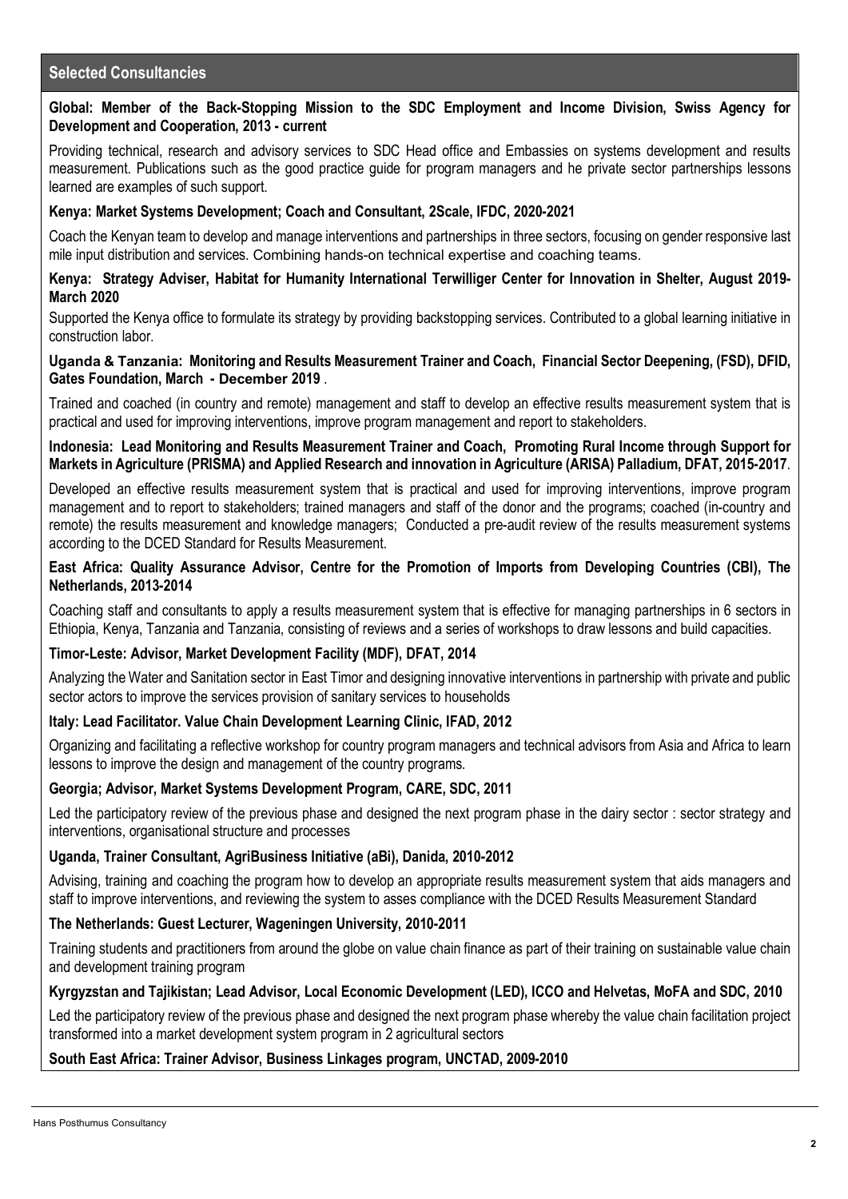## Selected Consultancies

**Global: Member of the Back-Stopping Mission to the SDC Employment and Income Division, Swiss Agency for Development and Cooperation, 2013 - current**

Providing technical, research and advisory services to SDC Head office and Embassies on systems development and results measurement. Publications such as the good practice guide for program managers and he private sector partnerships lessons learned are examples of such support.

**Kenya: Market Systems Development; Coach and Consultant, 2Scale, IFDC, 2020-2021**

Coach the Kenyan team to develop and manage interventions and partnerships in three sectors, focusing on gender responsive last mile input distribution and services. Combining hands-on technical expertise and coaching teams.

**Kenya: Strategy Adviser, Habitat for Humanity International Terwilliger Center for Innovation in Shelter, August 2019-March 2020**

Supported the Kenya office to formulate its strategy by providing backstopping services. Contributed to a global learning initiative in construction labor.

**Uganda & Tanzania: Monitoring and Results Measurement Trainer and Coach, Financial Sector Deepening, (FSD), DFID, Gates Foundation, March - December 2019** .

Trained and coached (in country and remote) management and staff to develop an effective results measurement system that is practical and used for improving interventions, improve program management and report to stakeholders.

**Indonesia: Lead Monitoring and Results Measurement Trainer and Coach, Promoting Rural Income through Support for Markets in Agriculture (PRISMA) and Applied Research and innovation in Agriculture (ARISA) Palladium, DFAT, 2015-2017**.

Developed an effective results measurement system that is practical and used for improving interventions, improve program management and to report to stakeholders; trained managers and staff of the donor and the programs; coached (in-country and remote) the results measurement and knowledge managers; Conducted a pre-audit review of the results measurement systems according to the DCED Standard for Results Measurement.

**East Africa: Quality Assurance Advisor, Centre for the Promotion of Imports from Developing Countries (CBI), The Netherlands, 2013-2014**

Coaching staff and consultants to apply a results measurement system that is effective for managing partnerships in 6 sectors in Ethiopia, Kenya, Tanzania and Tanzania, consisting of reviews and a series of workshops to draw lessons and build capacities.

**Timor-Leste: Advisor, Market Development Facility (MDF), DFAT, 2014**

Analyzing the Water and Sanitation sector in East Timor and designing innovative interventions in partnership with private and public sector actors to improve the services provision of sanitary services to households

**Italy: Lead Facilitator. Value Chain Development Learning Clinic, IFAD, 2012**

Organizing and facilitating a reflective workshop for country program managers and technical advisors from Asia and Africa to learn lessons to improve the design and management of the country programs.

**Georgia; Advisor, Market Systems Development Program, CARE, SDC, 2011**

Led the participatory review of the previous phase and designed the next program phase in the dairy sector : sector strategy and interventions, organisational structure and processes

**Uganda, Trainer Consultant, AgriBusiness Initiative (aBi), Danida, 2010-2012**

Advising, training and coaching the program how to develop an appropriate results measurement system that aids managers and staff to improve interventions, and reviewing the system to asses compliance with the DCED Results Measurement Standard

**The Netherlands: Guest Lecturer, Wageningen University, 2010-2011**

Training students and practitioners from around the globe on value chain finance as part of their training on sustainable value chain and development training program

**Kyrgyzstan and Tajikistan; Lead Advisor, Local Economic Development (LED), ICCO and Helvetas, MoFA and SDC, 2010**

Led the participatory review of the previous phase and designed the next program phase whereby the value chain facilitation project transformed into a market development system program in 2 agricultural sectors

**South East Africa: Trainer Advisor, Business Linkages program, UNCTAD, 2009-2010**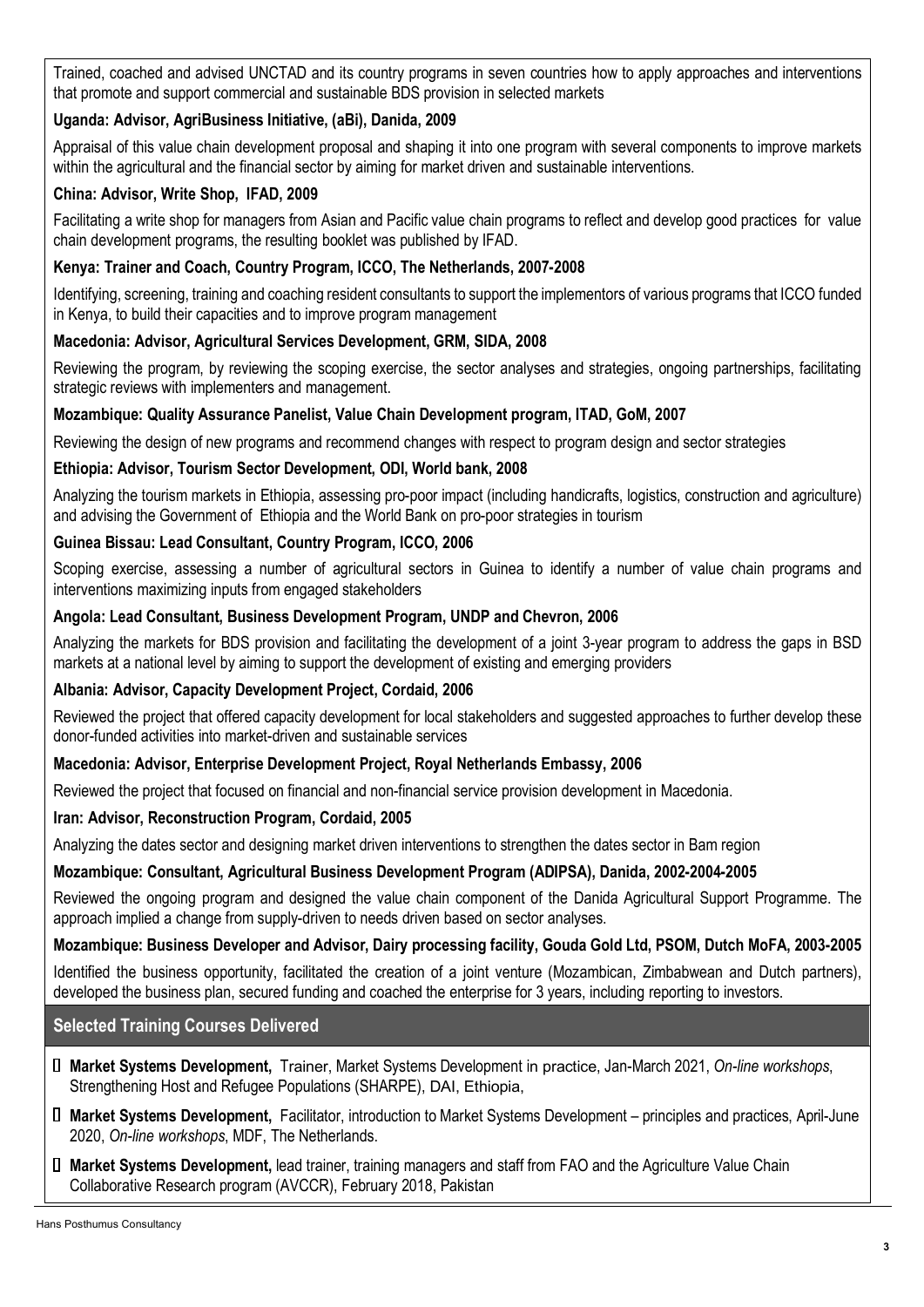Trained, coached and advised UNCTAD and its country programs in seven countries how to apply approaches and interventions that promote and support commercial and sustainable BDS provision in selected markets

**Uganda: Advisor, AgriBusiness Initiative, (aBi), Danida, 2009**

Appraisal of this value chain development proposal and shaping it into one program with several components to improve markets within the agricultural and the financial sector by aiming for market driven and sustainable interventions.

**China: Advisor, Write Shop, IFAD, 2009**

Facilitating a write shop for managers from Asian and Pacific value chain programs to reflect and develop good practices for value chain development programs, the resulting booklet was published by IFAD.

**Kenya: Trainer and Coach, Country Program, ICCO, The Netherlands, 2007-2008**

Identifying, screening, training and coaching resident consultants to support the implementors of various programs that ICCO funded in Kenya, to build their capacities and to improve program management

**Macedonia: Advisor, Agricultural Services Development, GRM, SIDA, 2008**

Reviewing the program, by reviewing the scoping exercise, the sector analyses and strategies, ongoing partnerships, facilitating strategic reviews with implementers and management.

**Mozambique: Quality Assurance Panelist, Value Chain Development program, ITAD, GoM, 2007**

Reviewing the design of new programs and recommend changes with respect to program design and sector strategies

**Ethiopia: Advisor, Tourism Sector Development, ODI, World bank, 2008**

Analyzing the tourism markets in Ethiopia, assessing pro-poor impact (including handicrafts, logistics, construction and agriculture) and advising the Government of Ethiopia and the World Bank on pro-poor strategies in tourism

**Guinea Bissau: Lead Consultant, Country Program, ICCO, 2006**

Scoping exercise, assessing a number of agricultural sectors in Guinea to identify a number of value chain programs and interventions maximizing inputs from engaged stakeholders

**Angola: Lead Consultant, Business Development Program, UNDP and Chevron, 2006**

Analyzing the markets for BDS provision and facilitating the development of a joint 3-year program to address the gaps in BSD markets at a national level by aiming to support the development of existing and emerging providers

**Albania: Advisor, Capacity Development Project, Cordaid, 2006**

Reviewed the project that offered capacity development for local stakeholders and suggested approaches to further develop these donor-funded activities into market-driven and sustainable services

**Macedonia: Advisor, Enterprise Development Project, Royal Netherlands Embassy, 2006**

Reviewed the project that focused on financial and non-financial service provision development in Macedonia.

**Iran: Advisor, Reconstruction Program, Cordaid, 2005**

Analyzing the dates sector and designing market driven interventions to strengthen the dates sector in Bam region

**Mozambique: Consultant, Agricultural Business Development Program (ADIPSA), Danida, 2002-2004-2005**

Reviewed the ongoing program and designed the value chain component of the Danida Agricultural Support Programme. The approach implied a change from supply-driven to needs driven based on sector analyses.

**Mozambique: Business Developer and Advisor, Dairy processing facility, Gouda Gold Ltd, PSOM, Dutch MoFA, 2003-2005**

Identified the business opportunity, facilitated the creation of a joint venture (Mozambican, Zimbabwean and Dutch partners), developed the business plan, secured funding and coached the enterprise for 3 years, including reporting to investors.

## Selected Training Courses Delivered

- **Market Systems Development,** Trainer, Market Systems Development in practice, Jan-March 2021, *On-line workshops*, Strengthening Host and Refugee Populations (SHARPE), DAI, Ethiopia,
- **Market Systems Development,** Facilitator, introduction to Market Systems Development – principles and practices, April-June 2020, *On-line workshops*, MDF, The Netherlands.
- **Market Systems Development,** lead trainer, training managers and staff from FAO and the Agriculture Value Chain Collaborative Research program (AVCCR), February 2018, Pakistan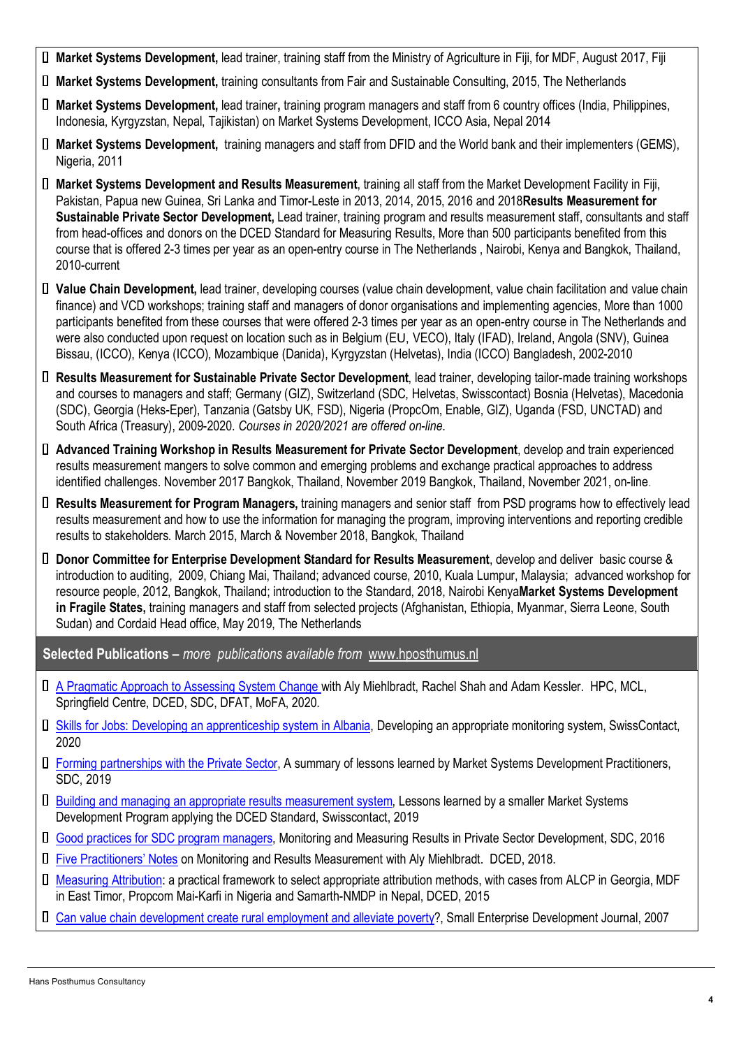- **Market Systems Development,** lead trainer, training staff from the Ministry of Agriculture in Fiji, for MDF, August 2017, Fiji
- **Market Systems Development,** training consultants from Fair and Sustainable Consulting, 2015, The Netherlands
- **Market Systems Development,** lead trainer**,** training program managers and staff from 6 country offices (India, Philippines, Indonesia, Kyrgyzstan, Nepal, Tajikistan) on Market Systems Development, ICCO Asia, Nepal 2014
- **Market Systems Development,** training managers and staff from DFID and the World bank and their implementers (GEMS), Nigeria, 2011
- **Market Systems Development and Results Measurement**, training all staff from the Market Development Facility in Fiji, Pakistan, Papua new Guinea, Sri Lanka and Timor-Leste in 2013, 2014, 2015, 2016 and 2018**Results Measurement for Sustainable Private Sector Development,** Lead trainer, training program and results measurement staff, consultants and staff from head-offices and donors on the DCED Standard for Measuring Results, More than 500 participants benefited from this course that is offered 2-3 times per year as an open-entry course in The Netherlands , Nairobi, Kenya and Bangkok, Thailand, 2010-current
- **Value Chain Development,** lead trainer, developing courses (value chain development, value chain facilitation and value chain finance) and VCD workshops; training staff and managers of donor organisations and implementing agencies, More than 1000 participants benefited from these courses that were offered 2-3 times per year as an open-entry course in The Netherlands and were also conducted upon request on location such as in Belgium (EU, VECO), Italy (IFAD), Ireland, Angola (SNV), Guinea Bissau, (ICCO), Kenya (ICCO), Mozambique (Danida), Kyrgyzstan (Helvetas), India (ICCO) Bangladesh, 2002-2010
- **Results Measurement for Sustainable Private Sector Development**, lead trainer, developing tailor-made training workshops and courses to managers and staff; Germany (GIZ), Switzerland (SDC, Helvetas, Swisscontact) Bosnia (Helvetas), Macedonia (SDC), Georgia (Heks-Eper), Tanzania (Gatsby UK, FSD), Nigeria (PropcOm, Enable, GIZ), Uganda (FSD, UNCTAD) and South Africa (Treasury), 2009-2020. *Courses in 2020/2021 are offered on-line.*
- **Advanced Training Workshop in Results Measurement for Private Sector Development**, develop and train experienced results measurement mangers to solve common and emerging problems and exchange practical approaches to address identified challenges. November 2017 Bangkok, Thailand, November 2019 Bangkok, Thailand, November 2021, on-line.
- **Results Measurement for Program Managers,** training managers and senior staff from PSD programs how to effectively lead results measurement and how to use the information for managing the program, improving interventions and reporting credible results to stakeholders. March 2015, March & November 2018, Bangkok, Thailand
- **Donor Committee for Enterprise Development Standard for Results Measurement**, develop and deliver basic course & introduction to auditing, 2009, Chiang Mai, Thailand; advanced course, 2010, Kuala Lumpur, Malaysia; advanced workshop for resource people, 2012, Bangkok, Thailand; introduction to the Standard, 2018, Nairobi Kenya**Market Systems Development in Fragile States,** training managers and staff from selected projects (Afghanistan, Ethiopia, Myanmar, Sierra Leone, South Sudan) and Cordaid Head office, May 2019, The Netherlands

## Selected Publications – *more publications available from* www.hposthumus.nl

- A Pragmatic Approach to Assessing System Change with Aly Miehlbradt, Rachel Shah and Adam Kessler. HPC, MCL, Springfield Centre, DCED, SDC, DFAT, MoFA, 2020.
- Skills for Jobs: Developing an apprenticeship system in Albania, Developing an appropriate monitoring system, SwissContact, 2020
- Forming partnerships with the Private Sector, A summary of lessons learned by Market Systems Development Practitioners, SDC, 2019
- Building and managing an appropriate results measurement system, Lessons learned by a smaller Market Systems Development Program applying the DCED Standard, Swisscontact, 2019
- Good practices for SDC program managers, Monitoring and Measuring Results in Private Sector Development, SDC, 2016
- Five Practitioners' Notes on Monitoring and Results Measurement with Aly Miehlbradt. DCED, 2018.
- Measuring Attribution: a practical framework to select appropriate attribution methods, with cases from ALCP in Georgia, MDF in East Timor, Propcom Mai-Karfi in Nigeria and Samarth-NMDP in Nepal, DCED, 2015
- Can value chain development create rural employment and alleviate poverty?, Small Enterprise Development Journal, 2007